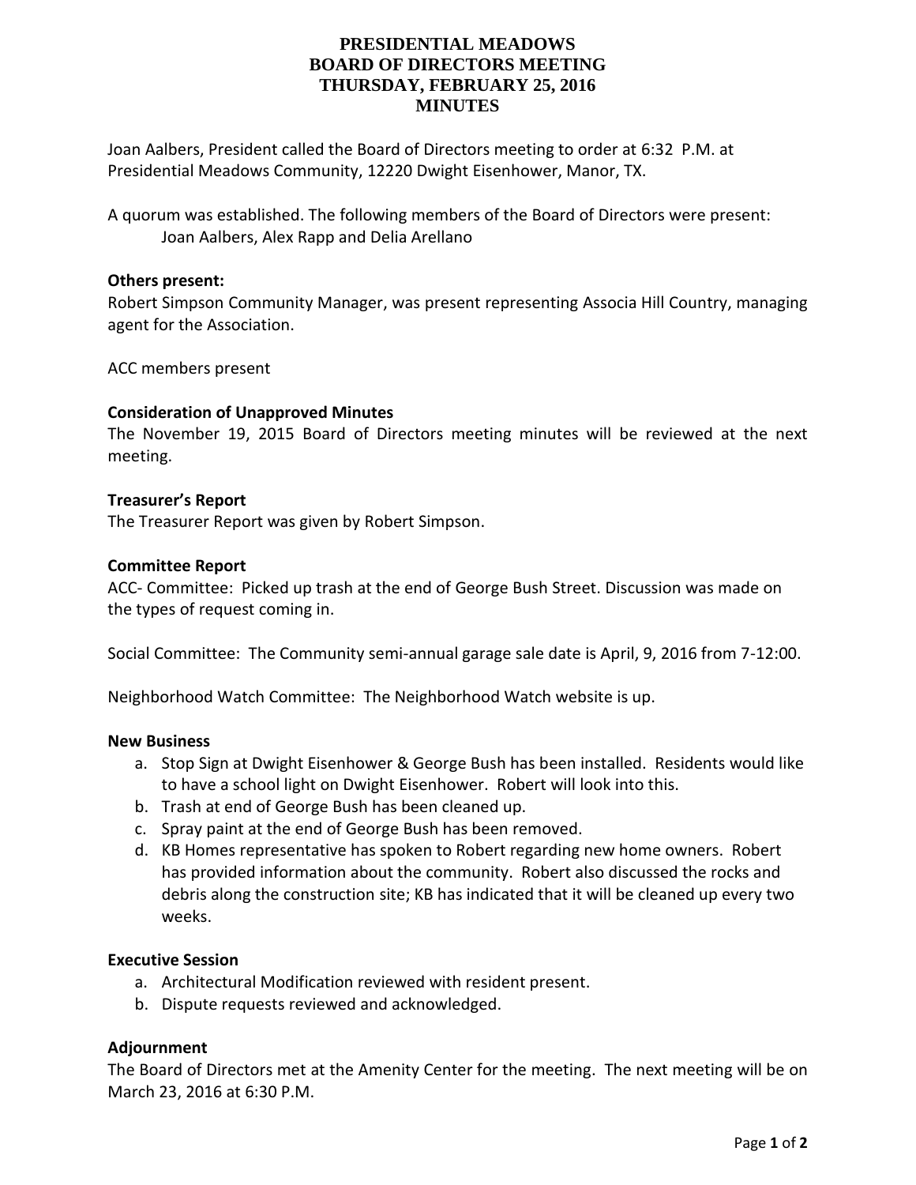# PRESIDENTIAL MEADOWS
# BOARD OF DIRECTORS MEETING
# THURSDAY, FEBRUARY 25, 2016
# MINUTES

Joan Aalbers, President called the Board of Directors meeting to order at 6:32 P.M. at Presidential Meadows Community, 12220 Dwight Eisenhower, Manor, TX.

A quorum was established. The following members of the Board of Directors were present:
Joan Aalbers, Alex Rapp and Delia Arellano

**Others present:**
Robert Simpson Community Manager, was present representing Associa Hill Country, managing agent for the Association.

ACC members present

**Consideration of Unapproved Minutes**
The November 19, 2015 Board of Directors meeting minutes will be reviewed at the next meeting.

**Treasurer's Report**
The Treasurer Report was given by Robert Simpson.

**Committee Report**
ACC- Committee: Picked up trash at the end of George Bush Street. Discussion was made on the types of request coming in.

Social Committee: The Community semi-annual garage sale date is April, 9, 2016 from 7-12:00.

Neighborhood Watch Committee: The Neighborhood Watch website is up.

**New Business**

a. Stop Sign at Dwight Eisenhower & George Bush has been installed. Residents would like to have a school light on Dwight Eisenhower. Robert will look into this.
b. Trash at end of George Bush has been cleaned up.
c. Spray paint at the end of George Bush has been removed.
d. KB Homes representative has spoken to Robert regarding new home owners. Robert has provided information about the community. Robert also discussed the rocks and debris along the construction site; KB has indicated that it will be cleaned up every two weeks.

**Executive Session**

a. Architectural Modification reviewed with resident present.
b. Dispute requests reviewed and acknowledged.

**Adjournment**
The Board of Directors met at the Amenity Center for the meeting. The next meeting will be on March 23, 2016 at 6:30 P.M.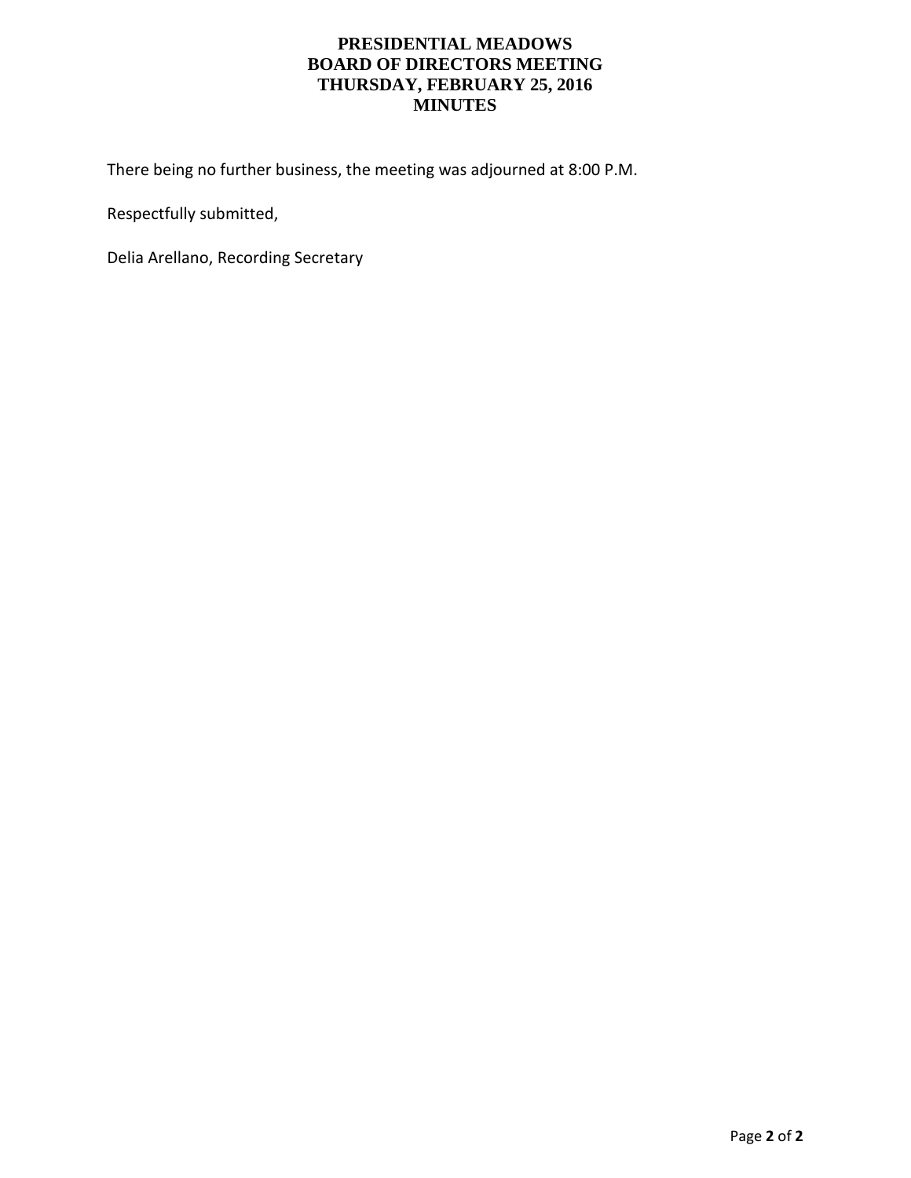**PRESIDENTIAL MEADOWS**
**BOARD OF DIRECTORS MEETING**
**THURSDAY, FEBRUARY 25, 2016**
**MINUTES**

There being no further business, the meeting was adjourned at 8:00 P.M.

Respectfully submitted,

Delia Arellano, Recording Secretary